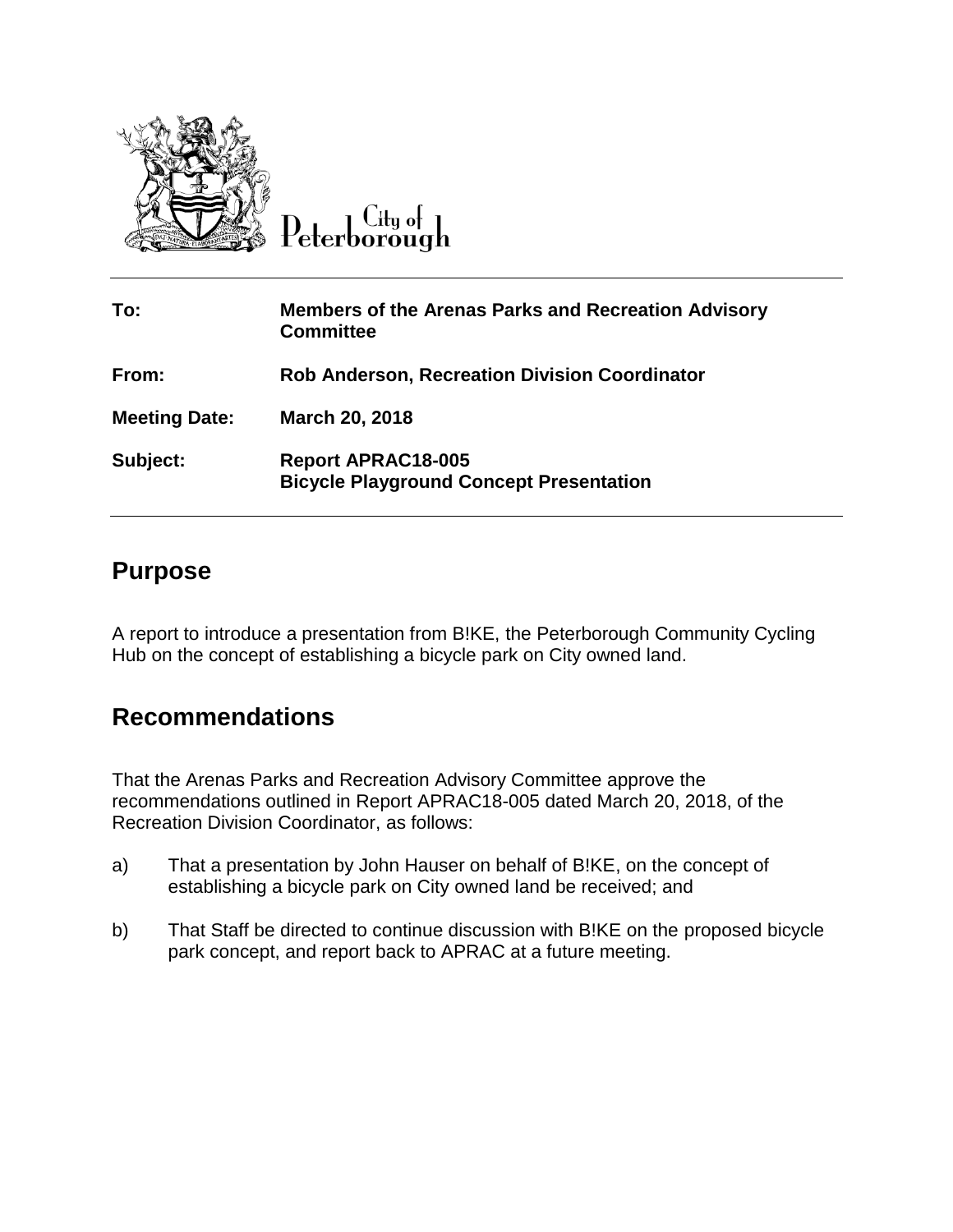City of Peterborough

| | |
|---|---|
| **To:** | **Members of the Arenas Parks and Recreation Advisory Committee** |
| **From:** | **Rob Anderson, Recreation Division Coordinator** |
| **Meeting Date:** | **March 20, 2018** |
| **Subject:** | **Report APRAC18-005**<br>**Bicycle Playground Concept Presentation** |

## Purpose

A report to introduce a presentation from B!KE, the Peterborough Community Cycling Hub on the concept of establishing a bicycle park on City owned land.

## Recommendations

That the Arenas Parks and Recreation Advisory Committee approve the recommendations outlined in Report APRAC18-005 dated March 20, 2018, of the Recreation Division Coordinator, as follows:

a) That a presentation by John Hauser on behalf of B!KE, on the concept of establishing a bicycle park on City owned land be received; and

b) That Staff be directed to continue discussion with B!KE on the proposed bicycle park concept, and report back to APRAC at a future meeting.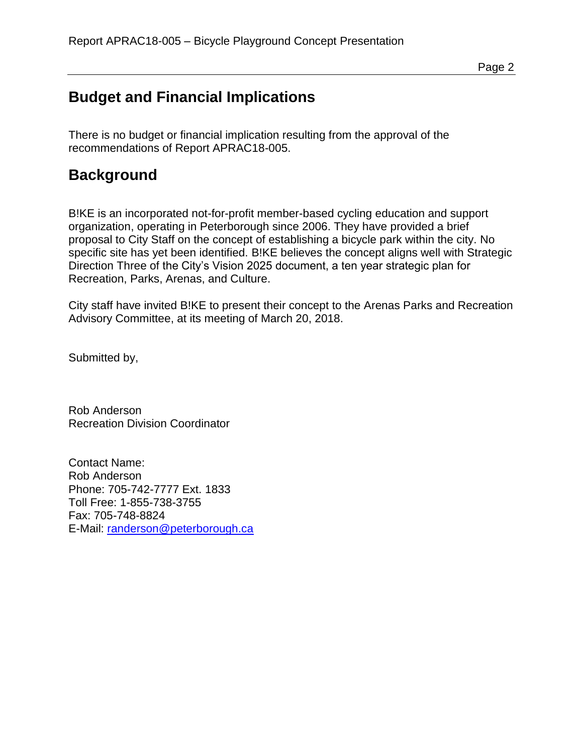## Budget and Financial Implications

There is no budget or financial implication resulting from the approval of the recommendations of Report APRAC18-005.

## Background

B!KE is an incorporated not-for-profit member-based cycling education and support organization, operating in Peterborough since 2006. They have provided a brief proposal to City Staff on the concept of establishing a bicycle park within the city. No specific site has yet been identified. B!KE believes the concept aligns well with Strategic Direction Three of the City's Vision 2025 document, a ten year strategic plan for Recreation, Parks, Arenas, and Culture.

City staff have invited B!KE to present their concept to the Arenas Parks and Recreation Advisory Committee, at its meeting of March 20, 2018.

Submitted by,

Rob Anderson
Recreation Division Coordinator

Contact Name:
Rob Anderson
Phone: 705-742-7777 Ext. 1833
Toll Free: 1-855-738-3755
Fax: 705-748-8824
E-Mail: randerson@peterborough.ca